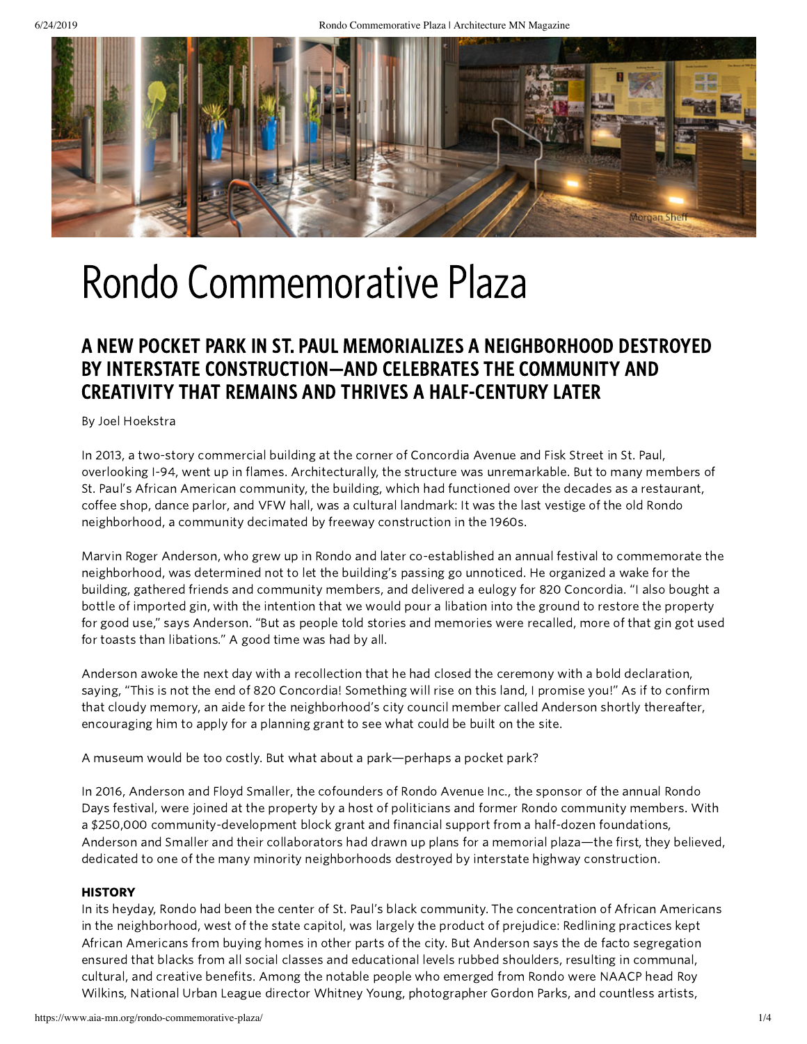# Rondo Commemorative Plaza

## A NEW POCKET PARK IN ST. PAUL MEMORIALIZES A NEIGHBORHOOD DESTROYED BY INTERSTATE CONSTRUCTION—AND CELEBRATES THE COMMUNITY AND CREATIVITY THAT REMAINS AND THRIVES A HALF-CENTURY LATER

By Joel Hoekstra

In 2013, a two-story commercial building at the corner of Concordia Avenue and Fisk Street in St. Paul, overlooking I-94, went up in flames. Architecturally, the structure was unremarkable. But to many members of St. Paul's African American community, the building, which had functioned over the decades as a restaurant, coffee shop, dance parlor, and VFW hall, was a cultural landmark: It was the last vestige of the old Rondo neighborhood, a community decimated by freeway construction in the 1960s.

Marvin Roger Anderson, who grew up in Rondo and later co-established an annual festival to commemorate the neighborhood, was determined not to let the building's passing go unnoticed. He organized a wake for the building, gathered friends and community members, and delivered a eulogy for 820 Concordia. "I also bought a bottle of imported gin, with the intention that we would pour a libation into the ground to restore the property for good use," says Anderson. "But as people told stories and memories were recalled, more of that gin got used for toasts than libations." A good time was had by all.

Anderson awoke the next day with a recollection that he had closed the ceremony with a bold declaration, saying, "This is not the end of 820 Concordia! Something will rise on this land, I promise you!" As if to confirm that cloudy memory, an aide for the neighborhood's city council member called Anderson shortly thereafter, encouraging him to apply for a planning grant to see what could be built on the site.

A museum would be too costly. But what about a park—perhaps a pocket park?

In 2016, Anderson and Floyd Smaller, the cofounders of Rondo Avenue Inc., the sponsor of the annual Rondo Days festival, were joined at the property by a host of politicians and former Rondo community members. With a $250,000 community-development block grant and financial support from a half-dozen foundations, Anderson and Smaller and their collaborators had drawn up plans for a memorial plaza—the first, they believed, dedicated to one of the many minority neighborhoods destroyed by interstate highway construction.

**HISTORY**

In its heyday, Rondo had been the center of St. Paul's black community. The concentration of African Americans in the neighborhood, west of the state capitol, was largely the product of prejudice: Redlining practices kept African Americans from buying homes in other parts of the city. But Anderson says the de facto segregation ensured that blacks from all social classes and educational levels rubbed shoulders, resulting in communal, cultural, and creative benefits. Among the notable people who emerged from Rondo were NAACP head Roy Wilkins, National Urban League director Whitney Young, photographer Gordon Parks, and countless artists,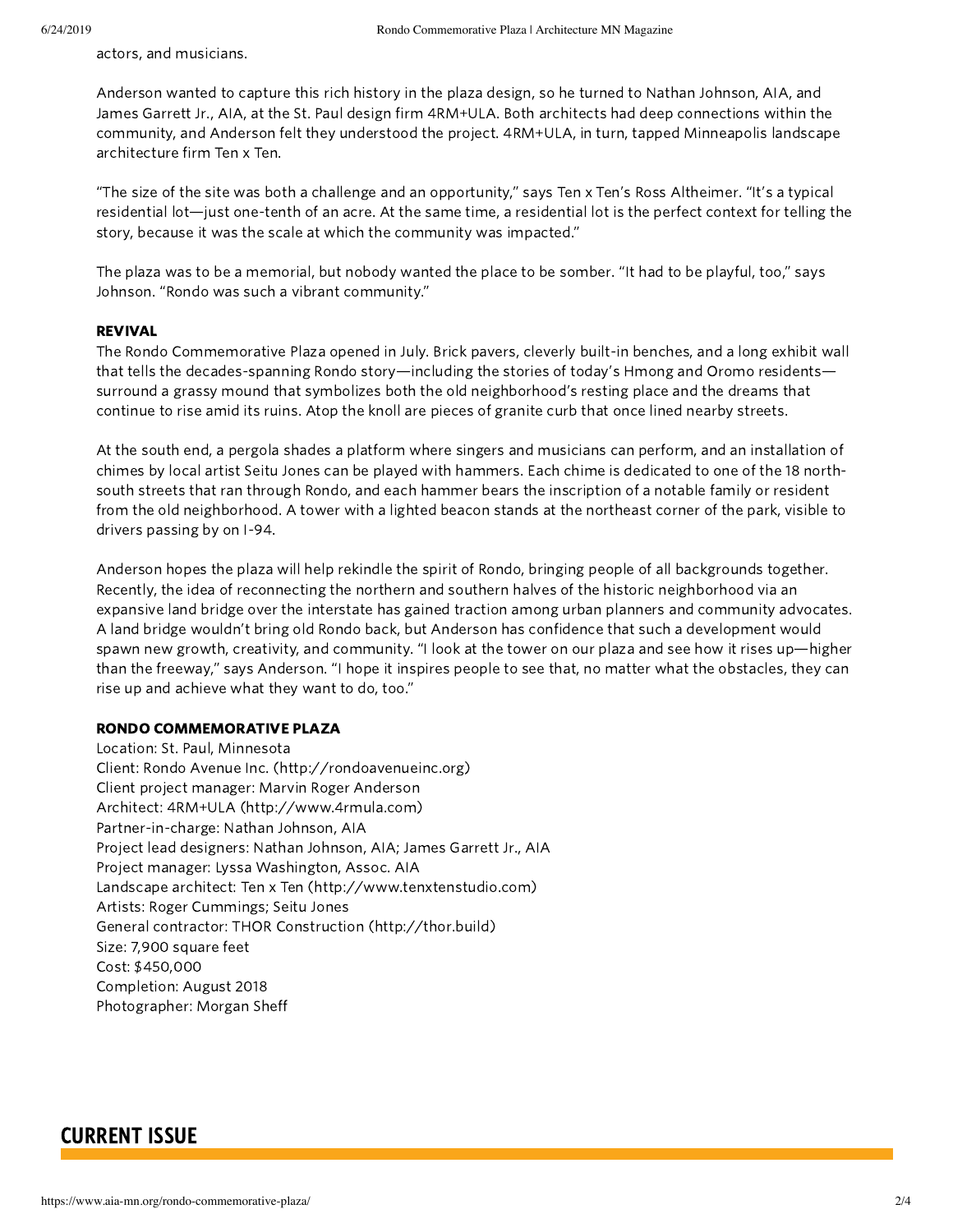actors, and musicians.

Anderson wanted to capture this rich history in the plaza design, so he turned to Nathan Johnson, AIA, and James Garrett Jr., AIA, at the St. Paul design firm 4RM+ULA. Both architects had deep connections within the community, and Anderson felt they understood the project. 4RM+ULA, in turn, tapped Minneapolis landscape architecture firm Ten x Ten.

"The size of the site was both a challenge and an opportunity," says Ten x Ten's Ross Altheimer. "It's a typical residential lot—just one-tenth of an acre. At the same time, a residential lot is the perfect context for telling the story, because it was the scale at which the community was impacted."

The plaza was to be a memorial, but nobody wanted the place to be somber. "It had to be playful, too," says Johnson. "Rondo was such a vibrant community."

### REVIVAL

The Rondo Commemorative Plaza opened in July. Brick pavers, cleverly built-in benches, and a long exhibit wall that tells the decades-spanning Rondo story—including the stories of today's Hmong and Oromo residents—surround a grassy mound that symbolizes both the old neighborhood's resting place and the dreams that continue to rise amid its ruins. Atop the knoll are pieces of granite curb that once lined nearby streets.

At the south end, a pergola shades a platform where singers and musicians can perform, and an installation of chimes by local artist Seitu Jones can be played with hammers. Each chime is dedicated to one of the 18 north-south streets that ran through Rondo, and each hammer bears the inscription of a notable family or resident from the old neighborhood. A tower with a lighted beacon stands at the northeast corner of the park, visible to drivers passing by on I-94.

Anderson hopes the plaza will help rekindle the spirit of Rondo, bringing people of all backgrounds together. Recently, the idea of reconnecting the northern and southern halves of the historic neighborhood via an expansive land bridge over the interstate has gained traction among urban planners and community advocates. A land bridge wouldn't bring old Rondo back, but Anderson has confidence that such a development would spawn new growth, creativity, and community. "I look at the tower on our plaza and see how it rises up—higher than the freeway," says Anderson. "I hope it inspires people to see that, no matter what the obstacles, they can rise up and achieve what they want to do, too."

### RONDO COMMEMORATIVE PLAZA

Location: St. Paul, Minnesota
Client: Rondo Avenue Inc. (http://rondoavenueinc.org)
Client project manager: Marvin Roger Anderson
Architect: 4RM+ULA (http://www.4rmula.com)
Partner-in-charge: Nathan Johnson, AIA
Project lead designers: Nathan Johnson, AIA; James Garrett Jr., AIA
Project manager: Lyssa Washington, Assoc. AIA
Landscape architect: Ten x Ten (http://www.tenxtenstudio.com)
Artists: Roger Cummings; Seitu Jones
General contractor: THOR Construction (http://thor.build)
Size: 7,900 square feet
Cost: $450,000
Completion: August 2018
Photographer: Morgan Sheff

## CURRENT ISSUE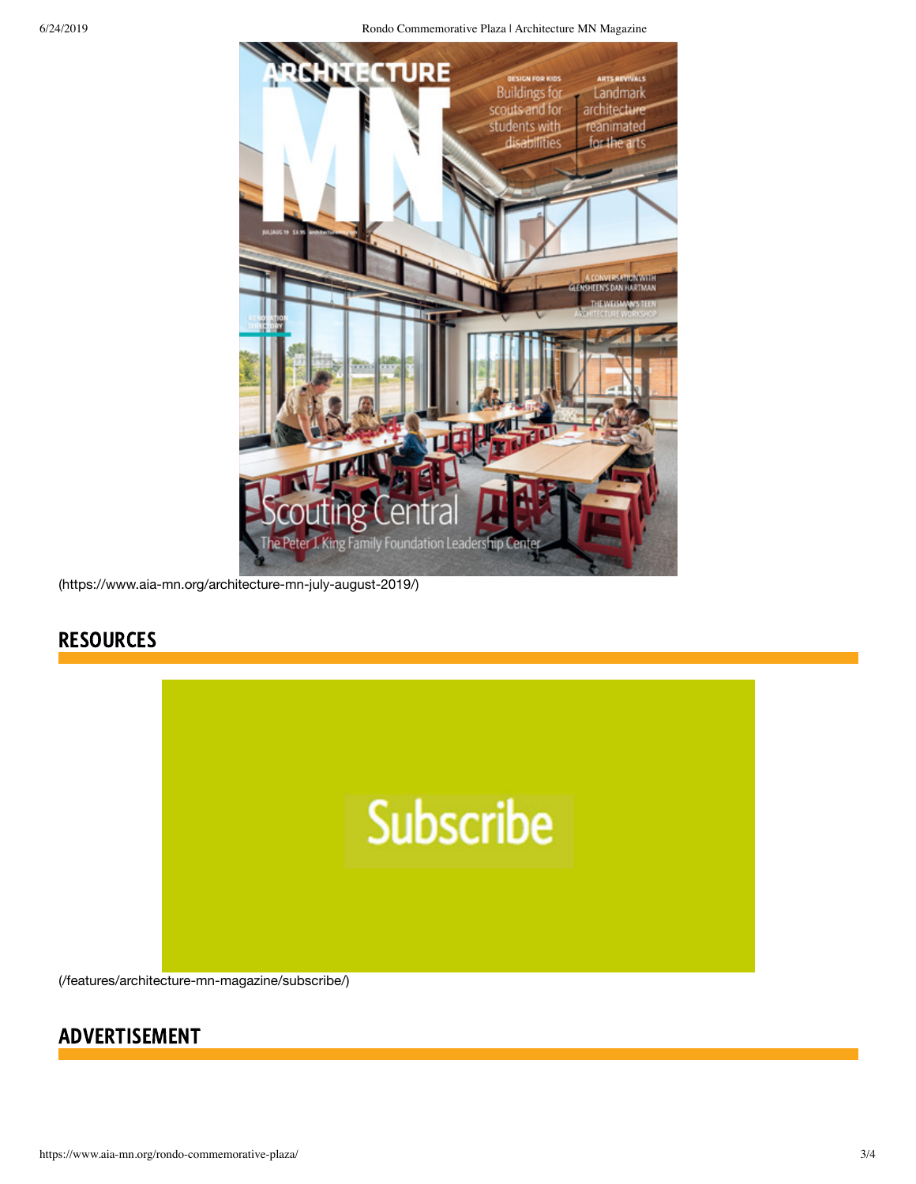(https://www.aia-mn.org/architecture-mn-july-august-2019/)

## RESOURCES

(/features/architecture-mn-magazine/subscribe/)

## ADVERTISEMENT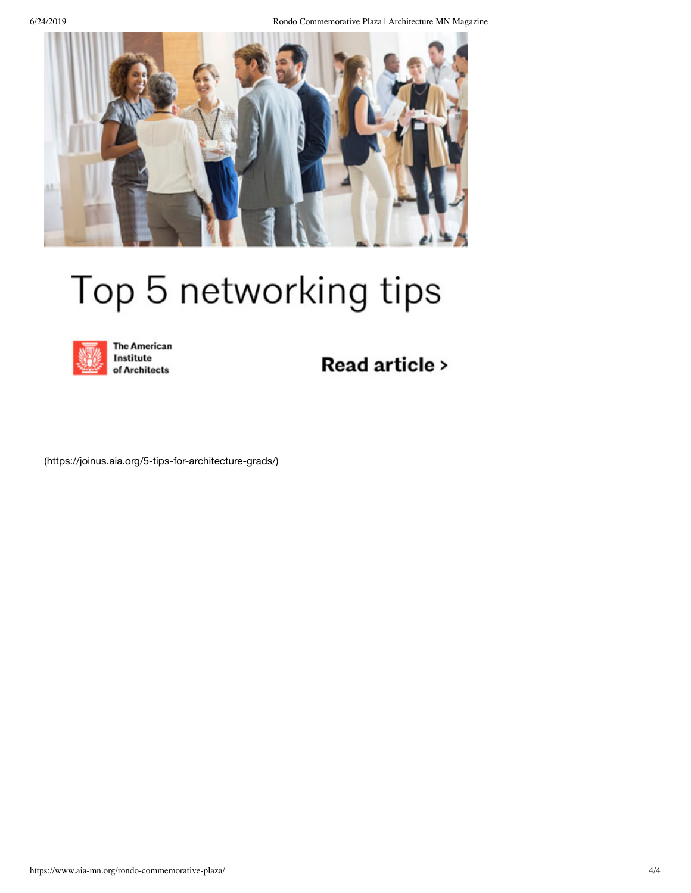Top 5 networking tips

The American Institute of Architects

Read article >

(https://joinus.aia.org/5-tips-for-architecture-grads/)